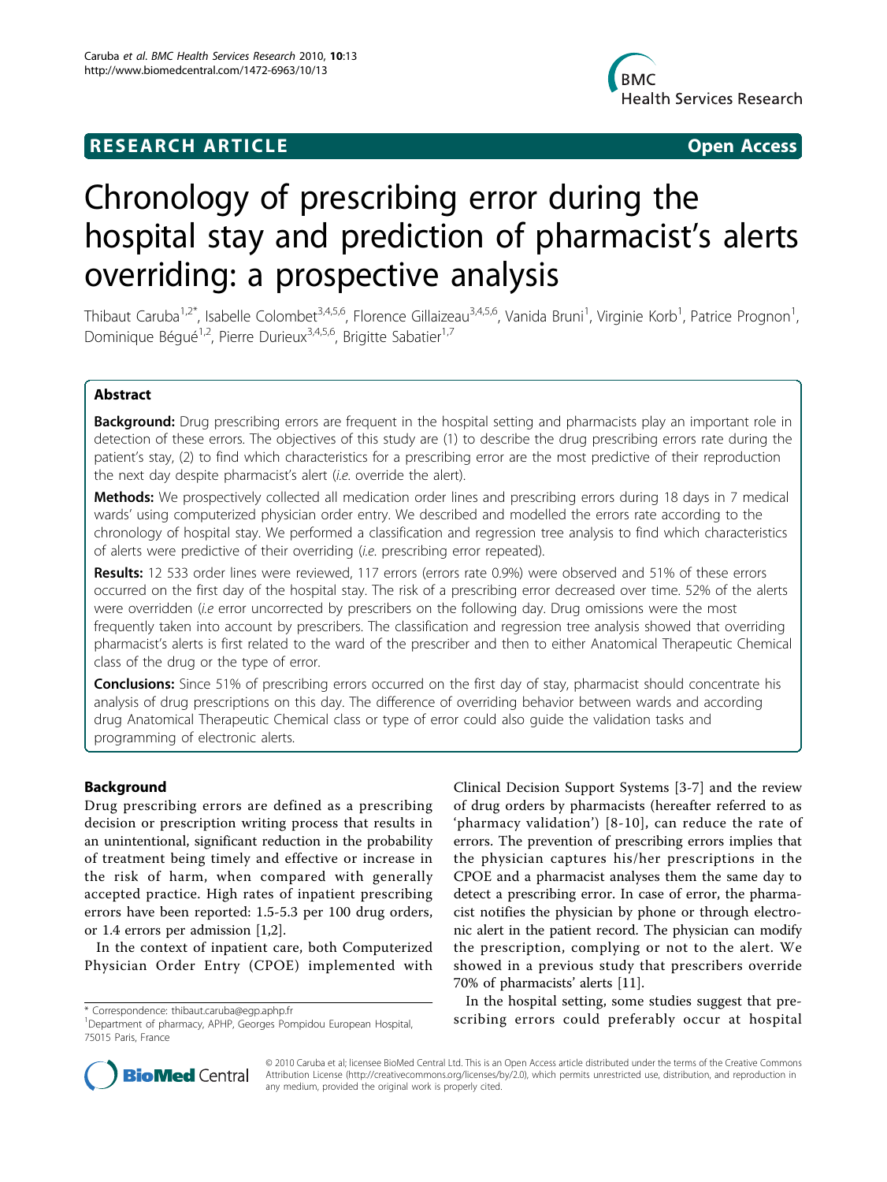**RESEARCH ARTICLE** **Open Access**

# Chronology of prescribing error during the hospital stay and prediction of pharmacist's alerts overriding: a prospective analysis

Thibaut Caruba[1,2*], Isabelle Colombet[3,4,5,6], Florence Gillaizeau[3,4,5,6], Vanida Bruni[1], Virginie Korb[1], Patrice Prognon[1], Dominique Bégué[1,2], Pierre Durieux[3,4,5,6], Brigitte Sabatier[1,7]

## Abstract

**Background:** Drug prescribing errors are frequent in the hospital setting and pharmacists play an important role in detection of these errors. The objectives of this study are (1) to describe the drug prescribing errors rate during the patient's stay, (2) to find which characteristics for a prescribing error are the most predictive of their reproduction the next day despite pharmacist's alert (*i.e.* override the alert).

**Methods:** We prospectively collected all medication order lines and prescribing errors during 18 days in 7 medical wards' using computerized physician order entry. We described and modelled the errors rate according to the chronology of hospital stay. We performed a classification and regression tree analysis to find which characteristics of alerts were predictive of their overriding (*i.e.* prescribing error repeated).

**Results:** 12 533 order lines were reviewed, 117 errors (errors rate 0.9%) were observed and 51% of these errors occurred on the first day of the hospital stay. The risk of a prescribing error decreased over time. 52% of the alerts were overridden (*i.e* error uncorrected by prescribers on the following day. Drug omissions were the most frequently taken into account by prescribers. The classification and regression tree analysis showed that overriding pharmacist's alerts is first related to the ward of the prescriber and then to either Anatomical Therapeutic Chemical class of the drug or the type of error.

**Conclusions:** Since 51% of prescribing errors occurred on the first day of stay, pharmacist should concentrate his analysis of drug prescriptions on this day. The difference of overriding behavior between wards and according drug Anatomical Therapeutic Chemical class or type of error could also guide the validation tasks and programming of electronic alerts.

## Background

Drug prescribing errors are defined as a prescribing decision or prescription writing process that results in an unintentional, significant reduction in the probability of treatment being timely and effective or increase in the risk of harm, when compared with generally accepted practice. High rates of inpatient prescribing errors have been reported: 1.5-5.3 per 100 drug orders, or 1.4 errors per admission [1,2].

In the context of inpatient care, both Computerized Physician Order Entry (CPOE) implemented with Clinical Decision Support Systems [3-7] and the review of drug orders by pharmacists (hereafter referred to as 'pharmacy validation') [8-10], can reduce the rate of errors. The prevention of prescribing errors implies that the physician captures his/her prescriptions in the CPOE and a pharmacist analyses them the same day to detect a prescribing error. In case of error, the pharmacist notifies the physician by phone or through electronic alert in the patient record. The physician can modify the prescription, complying or not to the alert. We showed in a previous study that prescribers override 70% of pharmacists' alerts [11].

In the hospital setting, some studies suggest that prescribing errors could preferably occur at hospital

\* Correspondence: thibaut.caruba@egp.aphp.fr
[1]Department of pharmacy, APHP, Georges Pompidou European Hospital, 75015 Paris, France

© 2010 Caruba et al; licensee BioMed Central Ltd. This is an Open Access article distributed under the terms of the Creative Commons Attribution License (http://creativecommons.org/licenses/by/2.0), which permits unrestricted use, distribution, and reproduction in any medium, provided the original work is properly cited.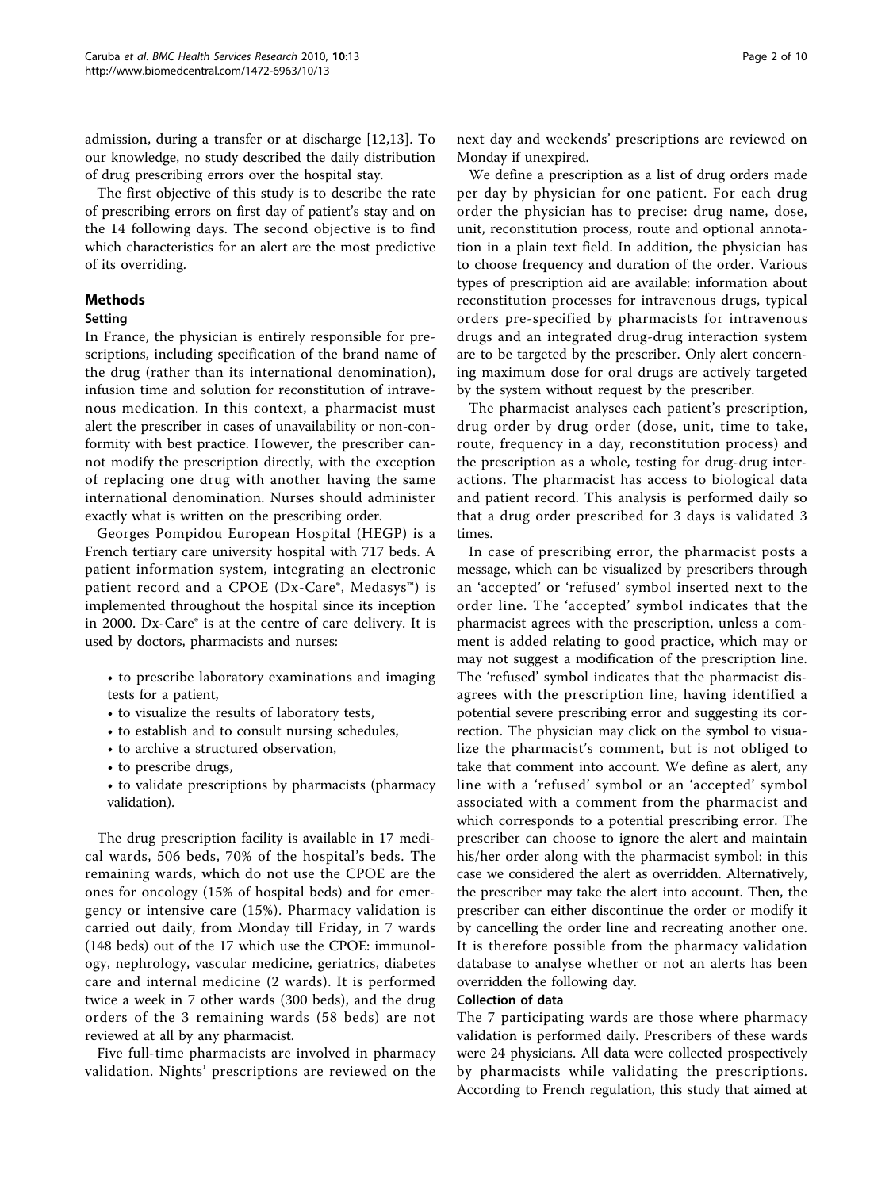admission, during a transfer or at discharge [12,13]. To our knowledge, no study described the daily distribution of drug prescribing errors over the hospital stay.

The first objective of this study is to describe the rate of prescribing errors on first day of patient's stay and on the 14 following days. The second objective is to find which characteristics for an alert are the most predictive of its overriding.

## Methods

### Setting

In France, the physician is entirely responsible for prescriptions, including specification of the brand name of the drug (rather than its international denomination), infusion time and solution for reconstitution of intravenous medication. In this context, a pharmacist must alert the prescriber in cases of unavailability or non-conformity with best practice. However, the prescriber cannot modify the prescription directly, with the exception of replacing one drug with another having the same international denomination. Nurses should administer exactly what is written on the prescribing order.

Georges Pompidou European Hospital (HEGP) is a French tertiary care university hospital with 717 beds. A patient information system, integrating an electronic patient record and a CPOE (Dx-Care®, Medasys™) is implemented throughout the hospital since its inception in 2000. Dx-Care® is at the centre of care delivery. It is used by doctors, pharmacists and nurses:

- to prescribe laboratory examinations and imaging tests for a patient,
- to visualize the results of laboratory tests,
- to establish and to consult nursing schedules,
- to archive a structured observation,
- to prescribe drugs,
- to validate prescriptions by pharmacists (pharmacy validation).

The drug prescription facility is available in 17 medical wards, 506 beds, 70% of the hospital's beds. The remaining wards, which do not use the CPOE are the ones for oncology (15% of hospital beds) and for emergency or intensive care (15%). Pharmacy validation is carried out daily, from Monday till Friday, in 7 wards (148 beds) out of the 17 which use the CPOE: immunology, nephrology, vascular medicine, geriatrics, diabetes care and internal medicine (2 wards). It is performed twice a week in 7 other wards (300 beds), and the drug orders of the 3 remaining wards (58 beds) are not reviewed at all by any pharmacist.

Five full-time pharmacists are involved in pharmacy validation. Nights' prescriptions are reviewed on the next day and weekends' prescriptions are reviewed on Monday if unexpired.

We define a prescription as a list of drug orders made per day by physician for one patient. For each drug order the physician has to precise: drug name, dose, unit, reconstitution process, route and optional annotation in a plain text field. In addition, the physician has to choose frequency and duration of the order. Various types of prescription aid are available: information about reconstitution processes for intravenous drugs, typical orders pre-specified by pharmacists for intravenous drugs and an integrated drug-drug interaction system are to be targeted by the prescriber. Only alert concerning maximum dose for oral drugs are actively targeted by the system without request by the prescriber.

The pharmacist analyses each patient's prescription, drug order by drug order (dose, unit, time to take, route, frequency in a day, reconstitution process) and the prescription as a whole, testing for drug-drug interactions. The pharmacist has access to biological data and patient record. This analysis is performed daily so that a drug order prescribed for 3 days is validated 3 times.

In case of prescribing error, the pharmacist posts a message, which can be visualized by prescribers through an 'accepted' or 'refused' symbol inserted next to the order line. The 'accepted' symbol indicates that the pharmacist agrees with the prescription, unless a comment is added relating to good practice, which may or may not suggest a modification of the prescription line. The 'refused' symbol indicates that the pharmacist disagrees with the prescription line, having identified a potential severe prescribing error and suggesting its correction. The physician may click on the symbol to visualize the pharmacist's comment, but is not obliged to take that comment into account. We define as alert, any line with a 'refused' symbol or an 'accepted' symbol associated with a comment from the pharmacist and which corresponds to a potential prescribing error. The prescriber can choose to ignore the alert and maintain his/her order along with the pharmacist symbol: in this case we considered the alert as overridden. Alternatively, the prescriber may take the alert into account. Then, the prescriber can either discontinue the order or modify it by cancelling the order line and recreating another one. It is therefore possible from the pharmacy validation database to analyse whether or not an alerts has been overridden the following day.

### Collection of data

The 7 participating wards are those where pharmacy validation is performed daily. Prescribers of these wards were 24 physicians. All data were collected prospectively by pharmacists while validating the prescriptions. According to French regulation, this study that aimed at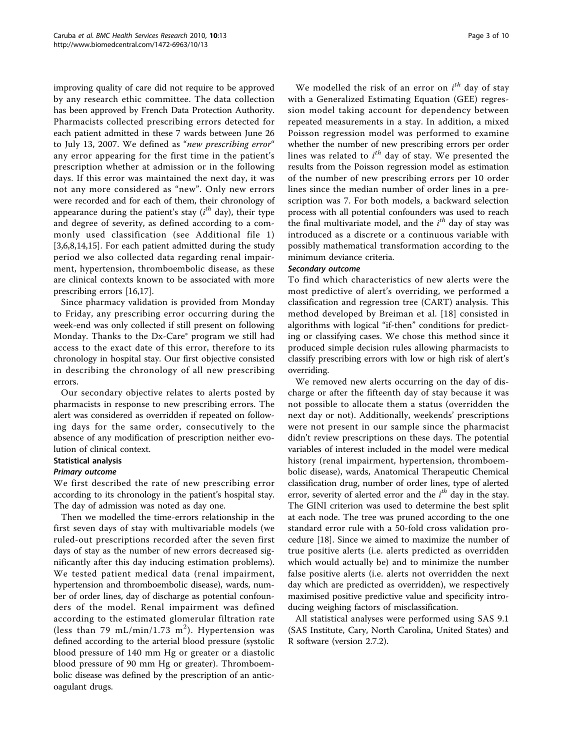improving quality of care did not require to be approved by any research ethic committee. The data collection has been approved by French Data Protection Authority. Pharmacists collected prescribing errors detected for each patient admitted in these 7 wards between June 26 to July 13, 2007. We defined as "*new prescribing error*" any error appearing for the first time in the patient's prescription whether at admission or in the following days. If this error was maintained the next day, it was not any more considered as "new". Only new errors were recorded and for each of them, their chronology of appearance during the patient's stay ($i^{th}$ day), their type and degree of severity, as defined according to a commonly used classification (see Additional file 1) [3,6,8,14,15]. For each patient admitted during the study period we also collected data regarding renal impairment, hypertension, thromboembolic disease, as these are clinical contexts known to be associated with more prescribing errors [16,17].

Since pharmacy validation is provided from Monday to Friday, any prescribing error occurring during the week-end was only collected if still present on following Monday. Thanks to the Dx-Care® program we still had access to the exact date of this error, therefore to its chronology in hospital stay. Our first objective consisted in describing the chronology of all new prescribing errors.

Our secondary objective relates to alerts posted by pharmacists in response to new prescribing errors. The alert was considered as overridden if repeated on following days for the same order, consecutively to the absence of any modification of prescription neither evolution of clinical context.

### Statistical analysis

#### Primary outcome

We first described the rate of new prescribing error according to its chronology in the patient's hospital stay. The day of admission was noted as day one.

Then we modelled the time-errors relationship in the first seven days of stay with multivariable models (we ruled-out prescriptions recorded after the seven first days of stay as the number of new errors decreased significantly after this day inducing estimation problems). We tested patient medical data (renal impairment, hypertension and thromboembolic disease), wards, number of order lines, day of discharge as potential confounders of the model. Renal impairment was defined according to the estimated glomerular filtration rate (less than 79 mL/min/1.73 $m^2$). Hypertension was defined according to the arterial blood pressure (systolic blood pressure of 140 mm Hg or greater or a diastolic blood pressure of 90 mm Hg or greater). Thromboembolic disease was defined by the prescription of an anticoagulant drugs.

We modelled the risk of an error on $i^{th}$ day of stay with a Generalized Estimating Equation (GEE) regression model taking account for dependency between repeated measurements in a stay. In addition, a mixed Poisson regression model was performed to examine whether the number of new prescribing errors per order lines was related to $i^{th}$ day of stay. We presented the results from the Poisson regression model as estimation of the number of new prescribing errors per 10 order lines since the median number of order lines in a prescription was 7. For both models, a backward selection process with all potential confounders was used to reach the final multivariate model, and the $i^{th}$ day of stay was introduced as a discrete or a continuous variable with possibly mathematical transformation according to the minimum deviance criteria.

#### Secondary outcome

To find which characteristics of new alerts were the most predictive of alert's overriding, we performed a classification and regression tree (CART) analysis. This method developed by Breiman et al. [18] consisted in algorithms with logical "if-then" conditions for predicting or classifying cases. We chose this method since it produced simple decision rules allowing pharmacists to classify prescribing errors with low or high risk of alert's overriding.

We removed new alerts occurring on the day of discharge or after the fifteenth day of stay because it was not possible to allocate them a status (overridden the next day or not). Additionally, weekends' prescriptions were not present in our sample since the pharmacist didn't review prescriptions on these days. The potential variables of interest included in the model were medical history (renal impairment, hypertension, thromboembolic disease), wards, Anatomical Therapeutic Chemical classification drug, number of order lines, type of alerted error, severity of alerted error and the $i^{th}$ day in the stay. The GINI criterion was used to determine the best split at each node. The tree was pruned according to the one standard error rule with a 50-fold cross validation procedure [18]. Since we aimed to maximize the number of true positive alerts (i.e. alerts predicted as overridden which would actually be) and to minimize the number false positive alerts (i.e. alerts not overridden the next day which are predicted as overridden), we respectively maximised positive predictive value and specificity introducing weighing factors of misclassification.

All statistical analyses were performed using SAS 9.1 (SAS Institute, Cary, North Carolina, United States) and R software (version 2.7.2).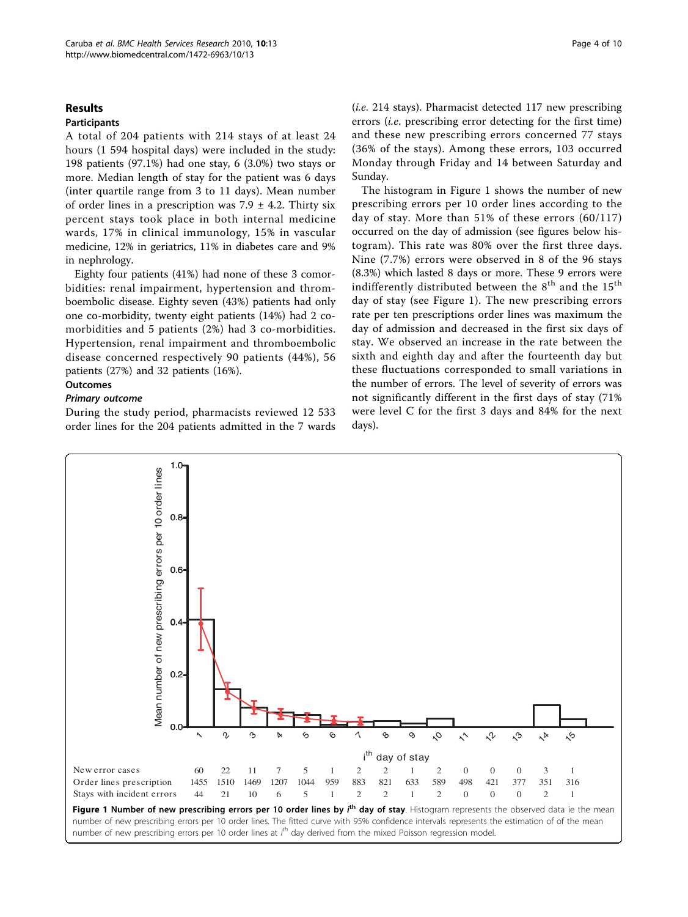## Results

### Participants

A total of 204 patients with 214 stays of at least 24 hours (1 594 hospital days) were included in the study: 198 patients (97.1%) had one stay, 6 (3.0%) two stays or more. Median length of stay for the patient was 6 days (inter quartile range from 3 to 11 days). Mean number of order lines in a prescription was 7.9 ± 4.2. Thirty six percent stays took place in both internal medicine wards, 17% in clinical immunology, 15% in vascular medicine, 12% in geriatrics, 11% in diabetes care and 9% in nephrology.

Eighty four patients (41%) had none of these 3 comorbidities: renal impairment, hypertension and thromboembolic disease. Eighty seven (43%) patients had only one co-morbidity, twenty eight patients (14%) had 2 co-morbidities and 5 patients (2%) had 3 co-morbidities. Hypertension, renal impairment and thromboembolic disease concerned respectively 90 patients (44%), 56 patients (27%) and 32 patients (16%).

### Outcomes

#### *Primary outcome*

During the study period, pharmacists reviewed 12 533 order lines for the 204 patients admitted in the 7 wards (*i.e.* 214 stays). Pharmacist detected 117 new prescribing errors (*i.e.* prescribing error detecting for the first time) and these new prescribing errors concerned 77 stays (36% of the stays). Among these errors, 103 occurred Monday through Friday and 14 between Saturday and Sunday.

The histogram in Figure 1 shows the number of new prescribing errors per 10 order lines according to the day of stay. More than 51% of these errors (60/117) occurred on the day of admission (see figures below histogram). This rate was 80% over the first three days. Nine (7.7%) errors were observed in 8 of the 96 stays (8.3%) which lasted 8 days or more. These 9 errors were indifferently distributed between the 8th and the 15th day of stay (see Figure 1). The new prescribing errors rate per ten prescriptions order lines was maximum the day of admission and decreased in the first six days of stay. We observed an increase in the rate between the sixth and eighth day and after the fourteenth day but these fluctuations corresponded to small variations in the number of errors. The level of severity of errors was not significantly different in the first days of stay (71% were level C for the first 3 days and 84% for the next days).

| $i^{th}$ day of stay | 1 | 2 | 3 | 4 | 5 | 6 | 7 | 8 | 9 | 10 | 11 | 12 | 13 | 14 | 15 |
|---|---|---|---|---|---|---|---|---|---|---|---|---|---|---|---|
| New error cases | 60 | 22 | 11 | 7 | 5 | 1 | 2 | 2 | 1 | 2 | 0 | 0 | 0 | 3 | 1 |
| Order lines prescription | 1455 | 1510 | 1469 | 1207 | 1044 | 959 | 883 | 821 | 633 | 589 | 498 | 421 | 377 | 351 | 316 |
| Stays with incident errors | 44 | 21 | 10 | 6 | 5 | 1 | 2 | 2 | 1 | 2 | 0 | 0 | 0 | 2 | 1 |

**Figure 1 Number of new prescribing errors per 10 order lines by $i^{th}$ day of stay**. Histogram represents the observed data ie the mean number of new prescribing errors per 10 order lines. The fitted curve with 95% confidence intervals represents the estimation of of the mean number of new prescribing errors per 10 order lines at $i^{th}$ day derived from the mixed Poisson regression model.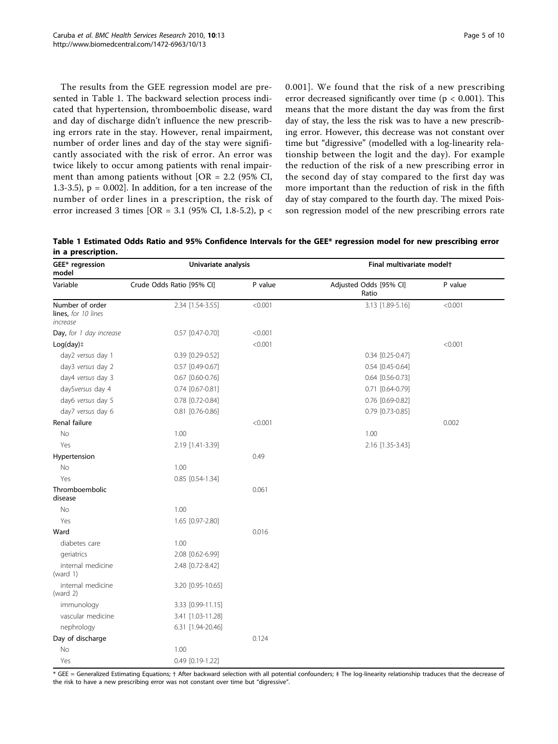The results from the GEE regression model are presented in Table 1. The backward selection process indicated that hypertension, thromboembolic disease, ward and day of discharge didn't influence the new prescribing errors rate in the stay. However, renal impairment, number of order lines and day of the stay were significantly associated with the risk of error. An error was twice likely to occur among patients with renal impairment than among patients without [OR = 2.2 (95% CI, 1.3-3.5), $p = 0.002$]. In addition, for a ten increase of the number of order lines in a prescription, the risk of error increased 3 times [OR = 3.1 (95% CI, 1.8-5.2), $p < 0.001$]. We found that the risk of a new prescribing error decreased significantly over time ($p < 0.001$). This means that the more distant the day was from the first day of stay, the less the risk was to have a new prescribing error. However, this decrease was not constant over time but "digressive" (modelled with a log-linearity relationship between the logit and the day). For example the reduction of the risk of a new prescribing error in the second day of stay compared to the first day was more important than the reduction of risk in the fifth day of stay compared to the fourth day. The mixed Poisson regression model of the new prescribing errors rate

**Table 1 Estimated Odds Ratio and 95% Confidence Intervals for the GEE* regression model for new prescribing error in a prescription.**

| GEE* regression model | Univariate analysis | | Final multivariate model† | |
|---|---|---|---|---|
| Variable | Crude Odds Ratio [95% CI] | P value | Adjusted Odds Ratio [95% CI] | P value |
| Number of order lines, *for 10 lines increase* | 2.34 [1.54-3.55] | <0.001 | 3.13 [1.89-5.16] | <0.001 |
| Day, *for 1 day increase* | 0.57 [0.47-0.70] | <0.001 | | |
| Log(day)‡ | | <0.001 | | <0.001 |
| day2 *versus* day 1 | 0.39 [0.29-0.52] | | 0.34 [0.25-0.47] | |
| day3 *versus* day 2 | 0.57 [0.49-0.67] | | 0.54 [0.45-0.64] | |
| day4 *versus* day 3 | 0.67 [0.60-0.76] | | 0.64 [0.56-0.73] | |
| day5*versus* day 4 | 0.74 [0.67-0.81] | | 0.71 [0.64-0.79] | |
| day6 *versus* day 5 | 0.78 [0.72-0.84] | | 0.76 [0.69-0.82] | |
| day7 *versus* day 6 | 0.81 [0.76-0.86] | | 0.79 [0.73-0.85] | |
| Renal failure | | <0.001 | | 0.002 |
| No | 1.00 | | 1.00 | |
| Yes | 2.19 [1.41-3.39] | | 2.16 [1.35-3.43] | |
| Hypertension | | 0.49 | | |
| No | 1.00 | | | |
| Yes | 0.85 [0.54-1.34] | | | |
| Thromboembolic disease | | 0.061 | | |
| No | 1.00 | | | |
| Yes | 1.65 [0.97-2.80] | | | |
| Ward | | 0.016 | | |
| diabetes care | 1.00 | | | |
| geriatrics | 2.08 [0.62-6.99] | | | |
| internal medicine (ward 1) | 2.48 [0.72-8.42] | | | |
| internal medicine (ward 2) | 3.20 [0.95-10.65] | | | |
| immunology | 3.33 [0.99-11.15] | | | |
| vascular medicine | 3.41 [1.03-11.28] | | | |
| nephrology | 6.31 [1.94-20.46] | | | |
| Day of discharge | | 0.124 | | |
| No | 1.00 | | | |
| Yes | 0.49 [0.19-1.22] | | | |

\* GEE = Generalized Estimating Equations; † After backward selection with all potential confounders; ‡ The log-linearity relationship traduces that the decrease of the risk to have a new prescribing error was not constant over time but "digressive".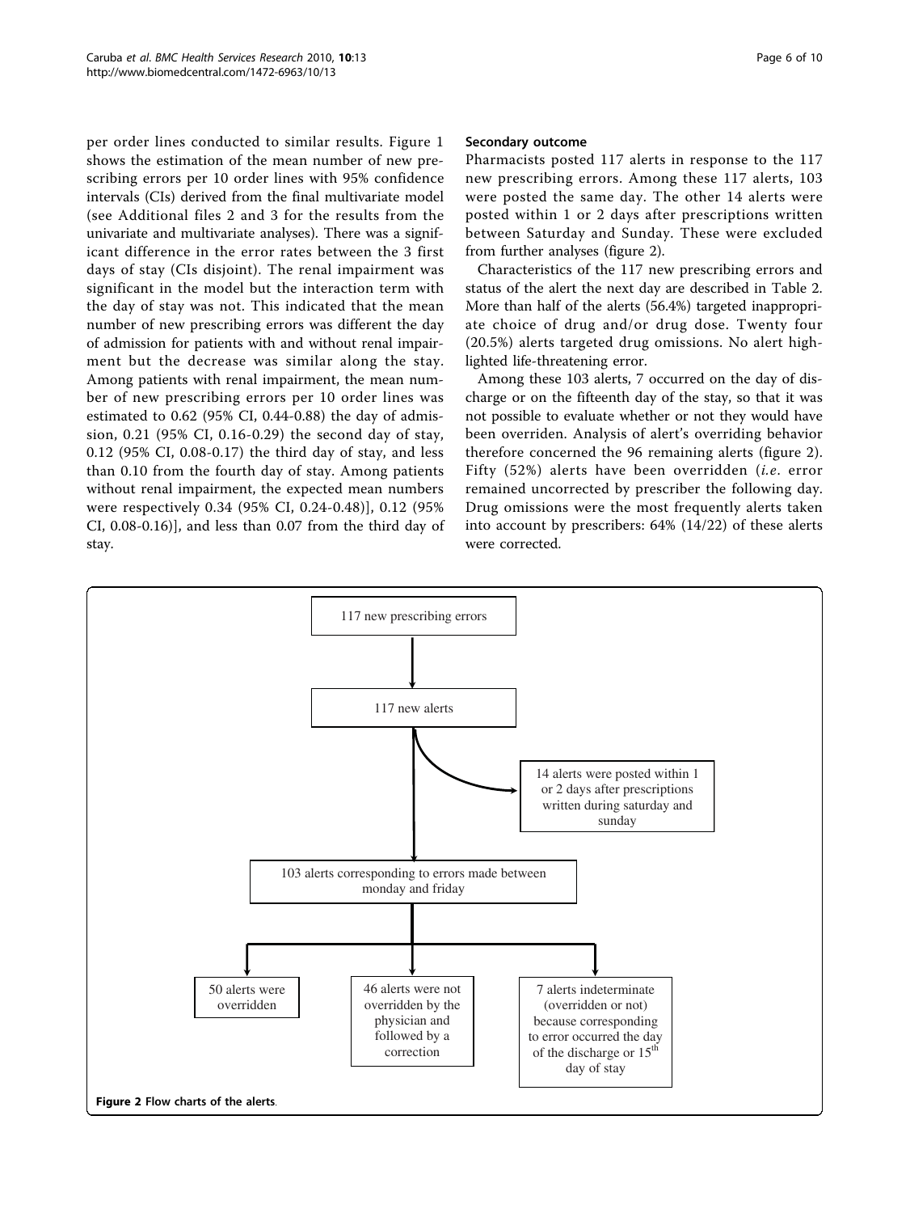per order lines conducted to similar results. Figure 1 shows the estimation of the mean number of new prescribing errors per 10 order lines with 95% confidence intervals (CIs) derived from the final multivariate model (see Additional files 2 and 3 for the results from the univariate and multivariate analyses). There was a significant difference in the error rates between the 3 first days of stay (CIs disjoint). The renal impairment was significant in the model but the interaction term with the day of stay was not. This indicated that the mean number of new prescribing errors was different the day of admission for patients with and without renal impairment but the decrease was similar along the stay. Among patients with renal impairment, the mean number of new prescribing errors per 10 order lines was estimated to 0.62 (95% CI, 0.44-0.88) the day of admission, 0.21 (95% CI, 0.16-0.29) the second day of stay, 0.12 (95% CI, 0.08-0.17) the third day of stay, and less than 0.10 from the fourth day of stay. Among patients without renal impairment, the expected mean numbers were respectively 0.34 (95% CI, 0.24-0.48)], 0.12 (95% CI, 0.08-0.16)], and less than 0.07 from the third day of stay.

### Secondary outcome

Pharmacists posted 117 alerts in response to the 117 new prescribing errors. Among these 117 alerts, 103 were posted the same day. The other 14 alerts were posted within 1 or 2 days after prescriptions written between Saturday and Sunday. These were excluded from further analyses (figure 2).

Characteristics of the 117 new prescribing errors and status of the alert the next day are described in Table 2. More than half of the alerts (56.4%) targeted inappropriate choice of drug and/or drug dose. Twenty four (20.5%) alerts targeted drug omissions. No alert highlighted life-threatening error.

Among these 103 alerts, 7 occurred on the day of discharge or on the fifteenth day of the stay, so that it was not possible to evaluate whether or not they would have been overriden. Analysis of alert's overriding behavior therefore concerned the 96 remaining alerts (figure 2). Fifty (52%) alerts have been overridden (*i.e.* error remained uncorrected by prescriber the following day. Drug omissions were the most frequently alerts taken into account by prescribers: 64% (14/22) of these alerts were corrected.

117 new prescribing errors

117 new alerts

14 alerts were posted within 1 or 2 days after prescriptions written during saturday and sunday

103 alerts corresponding to errors made between monday and friday

50 alerts were overridden

46 alerts were not overridden by the physician and followed by a correction

7 alerts indeterminate (overridden or not) because corresponding to error occurred the day of the discharge or 15th day of stay

**Figure 2 Flow charts of the alerts**.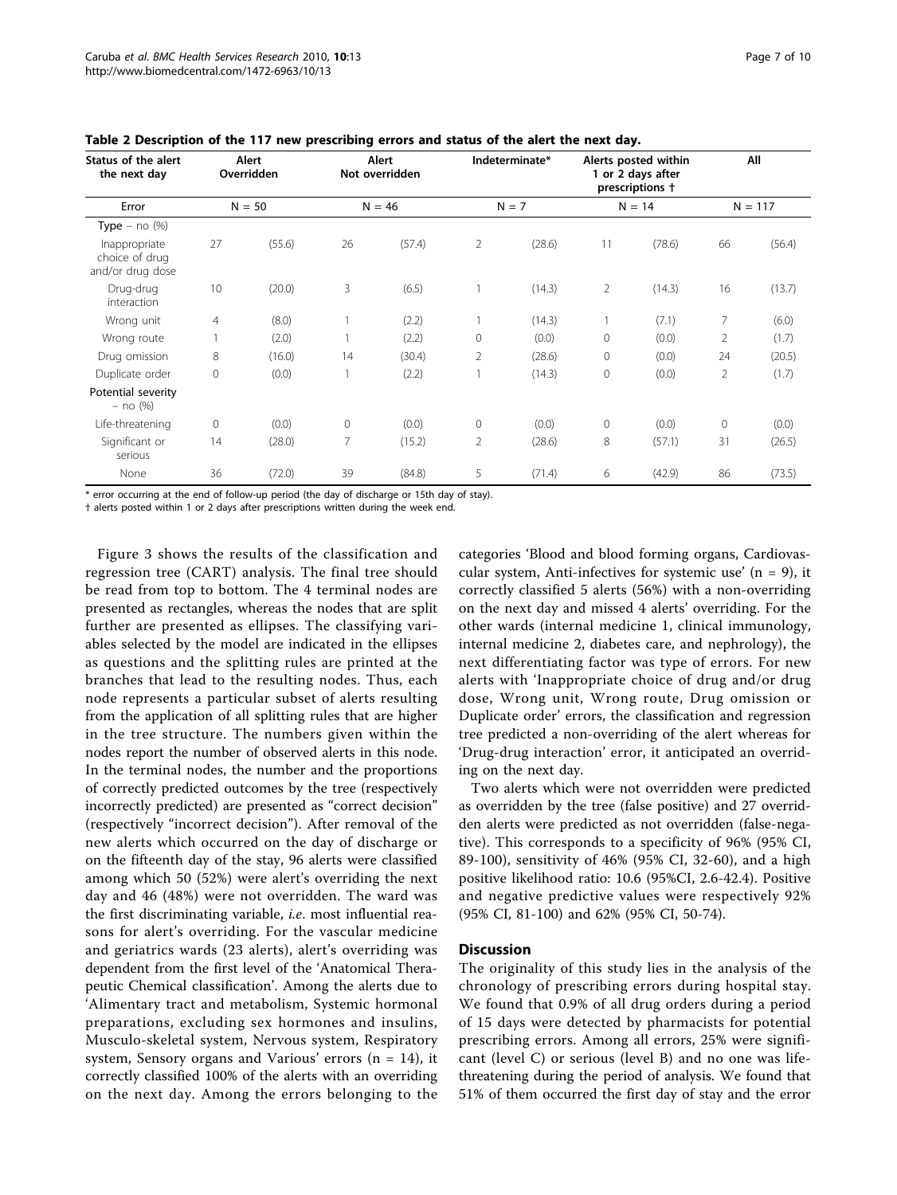**Table 2 Description of the 117 new prescribing errors and status of the alert the next day.**

| Status of the alert the next day | Alert Overridden | | Alert Not overridden | | Indeterminate* | | Alerts posted within 1 or 2 days after prescriptions † | | All | |
|---|---|---|---|---|---|---|---|---|---|---|
| Error | N = 50 | | N = 46 | | N = 7 | | N = 14 | | N = 117 | |
| **Type** – no (%) | | | | | | | | | | |
| Inappropriate choice of drug and/or drug dose | 27 | (55.6) | 26 | (57.4) | 2 | (28.6) | 11 | (78.6) | 66 | (56.4) |
| Drug-drug interaction | 10 | (20.0) | 3 | (6.5) | 1 | (14.3) | 2 | (14.3) | 16 | (13.7) |
| Wrong unit | 4 | (8.0) | 1 | (2.2) | 1 | (14.3) | 1 | (7.1) | 7 | (6.0) |
| Wrong route | 1 | (2.0) | 1 | (2.2) | 0 | (0.0) | 0 | (0.0) | 2 | (1.7) |
| Drug omission | 8 | (16.0) | 14 | (30.4) | 2 | (28.6) | 0 | (0.0) | 24 | (20.5) |
| Duplicate order | 0 | (0.0) | 1 | (2.2) | 1 | (14.3) | 0 | (0.0) | 2 | (1.7) |
| Potential severity – no (%) | | | | | | | | | | |
| Life-threatening | 0 | (0.0) | 0 | (0.0) | 0 | (0.0) | 0 | (0.0) | 0 | (0.0) |
| Significant or serious | 14 | (28.0) | 7 | (15.2) | 2 | (28.6) | 8 | (57.1) | 31 | (26.5) |
| None | 36 | (72.0) | 39 | (84.8) | 5 | (71.4) | 6 | (42.9) | 86 | (73.5) |

\* error occurring at the end of follow-up period (the day of discharge or 15th day of stay).

† alerts posted within 1 or 2 days after prescriptions written during the week end.

Figure 3 shows the results of the classification and regression tree (CART) analysis. The final tree should be read from top to bottom. The 4 terminal nodes are presented as rectangles, whereas the nodes that are split further are presented as ellipses. The classifying variables selected by the model are indicated in the ellipses as questions and the splitting rules are printed at the branches that lead to the resulting nodes. Thus, each node represents a particular subset of alerts resulting from the application of all splitting rules that are higher in the tree structure. The numbers given within the nodes report the number of observed alerts in this node. In the terminal nodes, the number and the proportions of correctly predicted outcomes by the tree (respectively incorrectly predicted) are presented as "correct decision" (respectively "incorrect decision"). After removal of the new alerts which occurred on the day of discharge or on the fifteenth day of the stay, 96 alerts were classified among which 50 (52%) were alert's overriding the next day and 46 (48%) were not overridden. The ward was the first discriminating variable, *i.e.* most influential reasons for alert's overriding. For the vascular medicine and geriatrics wards (23 alerts), alert's overriding was dependent from the first level of the 'Anatomical Therapeutic Chemical classification'. Among the alerts due to 'Alimentary tract and metabolism, Systemic hormonal preparations, excluding sex hormones and insulins, Musculo-skeletal system, Nervous system, Respiratory system, Sensory organs and Various' errors (n = 14), it correctly classified 100% of the alerts with an overriding on the next day. Among the errors belonging to the categories 'Blood and blood forming organs, Cardiovascular system, Anti-infectives for systemic use' (n = 9), it correctly classified 5 alerts (56%) with a non-overriding on the next day and missed 4 alerts' overriding. For the other wards (internal medicine 1, clinical immunology, internal medicine 2, diabetes care, and nephrology), the next differentiating factor was type of errors. For new alerts with 'Inappropriate choice of drug and/or drug dose, Wrong unit, Wrong route, Drug omission or Duplicate order' errors, the classification and regression tree predicted a non-overriding of the alert whereas for 'Drug-drug interaction' error, it anticipated an overriding on the next day.

Two alerts which were not overridden were predicted as overridden by the tree (false positive) and 27 overridden alerts were predicted as not overridden (false-negative). This corresponds to a specificity of 96% (95% CI, 89-100), sensitivity of 46% (95% CI, 32-60), and a high positive likelihood ratio: 10.6 (95%CI, 2.6-42.4). Positive and negative predictive values were respectively 92% (95% CI, 81-100) and 62% (95% CI, 50-74).

## Discussion

The originality of this study lies in the analysis of the chronology of prescribing errors during hospital stay. We found that 0.9% of all drug orders during a period of 15 days were detected by pharmacists for potential prescribing errors. Among all errors, 25% were significant (level C) or serious (level B) and no one was life-threatening during the period of analysis. We found that 51% of them occurred the first day of stay and the error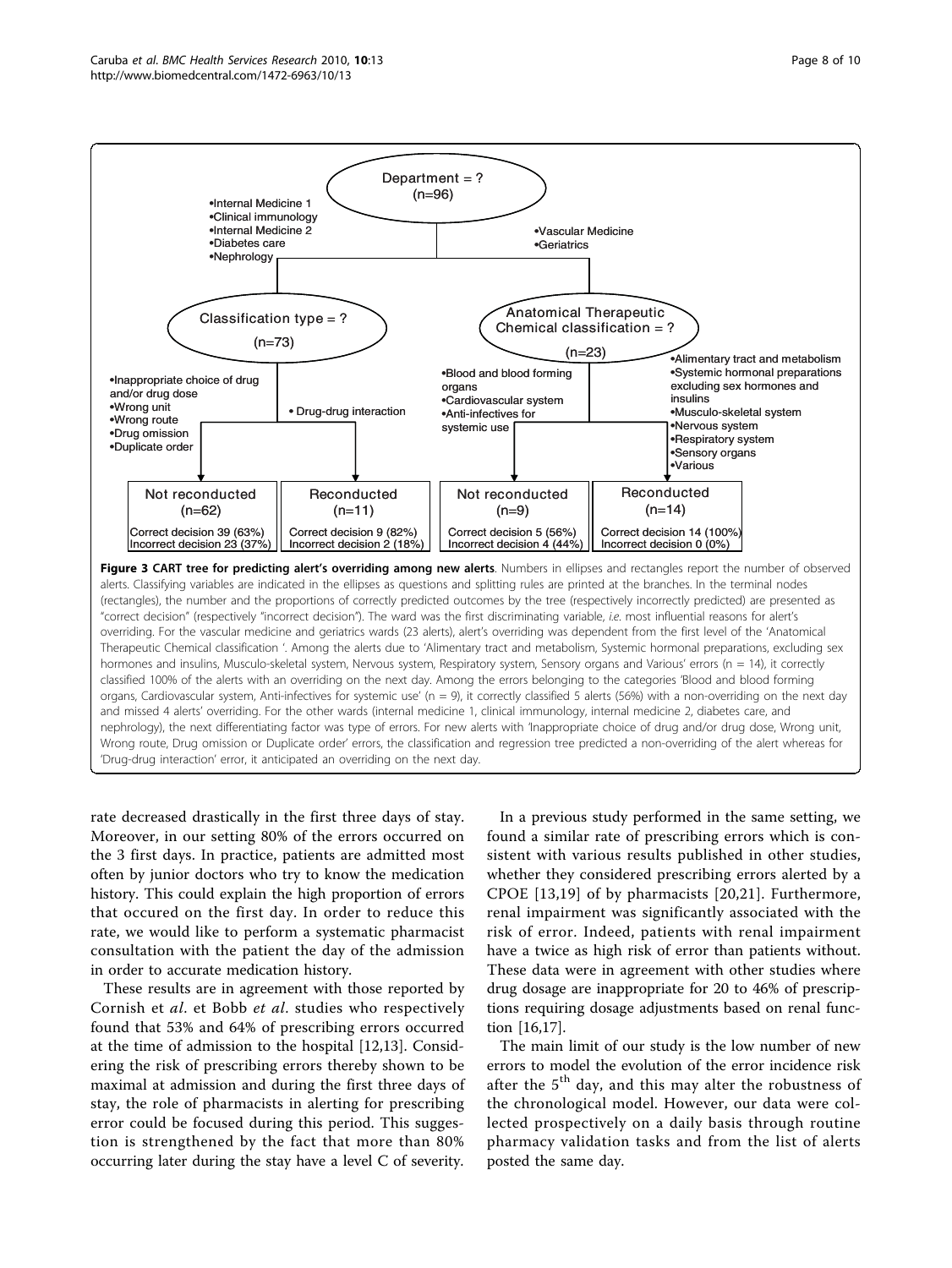**Figure 3 CART tree for predicting alert's overriding among new alerts**. Numbers in ellipses and rectangles report the number of observed alerts. Classifying variables are indicated in the ellipses as questions and splitting rules are printed at the branches. In the terminal nodes (rectangles), the number and the proportions of correctly predicted outcomes by the tree (respectively incorrectly predicted) are presented as "correct decision" (respectively "incorrect decision"). The ward was the first discriminating variable, *i.e.* most influential reasons for alert's overriding. For the vascular medicine and geriatrics wards (23 alerts), alert's overriding was dependent from the first level of the 'Anatomical Therapeutic Chemical classification '. Among the alerts due to 'Alimentary tract and metabolism, Systemic hormonal preparations, excluding sex hormones and insulins, Musculo-skeletal system, Nervous system, Respiratory system, Sensory organs and Various' errors (n = 14), it correctly classified 100% of the alerts with an overriding on the next day. Among the errors belonging to the categories 'Blood and blood forming organs, Cardiovascular system, Anti-infectives for systemic use' (n = 9), it correctly classified 5 alerts (56%) with a non-overriding on the next day and missed 4 alerts' overriding. For the other wards (internal medicine 1, clinical immunology, internal medicine 2, diabetes care, and nephrology), the next differentiating factor was type of errors. For new alerts with 'Inappropriate choice of drug and/or drug dose, Wrong unit, Wrong route, Drug omission or Duplicate order' errors, the classification and regression tree predicted a non-overriding of the alert whereas for 'Drug-drug interaction' error, it anticipated an overriding on the next day.

rate decreased drastically in the first three days of stay. Moreover, in our setting 80% of the errors occurred on the 3 first days. In practice, patients are admitted most often by junior doctors who try to know the medication history. This could explain the high proportion of errors that occured on the first day. In order to reduce this rate, we would like to perform a systematic pharmacist consultation with the patient the day of the admission in order to accurate medication history.

These results are in agreement with those reported by Cornish et *al*. et Bobb *et al*. studies who respectively found that 53% and 64% of prescribing errors occurred at the time of admission to the hospital [12,13]. Considering the risk of prescribing errors thereby shown to be maximal at admission and during the first three days of stay, the role of pharmacists in alerting for prescribing error could be focused during this period. This suggestion is strengthened by the fact that more than 80% occurring later during the stay have a level C of severity.

In a previous study performed in the same setting, we found a similar rate of prescribing errors which is consistent with various results published in other studies, whether they considered prescribing errors alerted by a CPOE [13,19] of by pharmacists [20,21]. Furthermore, renal impairment was significantly associated with the risk of error. Indeed, patients with renal impairment have a twice as high risk of error than patients without. These data were in agreement with other studies where drug dosage are inappropriate for 20 to 46% of prescriptions requiring dosage adjustments based on renal function [16,17].

The main limit of our study is the low number of new errors to model the evolution of the error incidence risk after the 5[th] day, and this may alter the robustness of the chronological model. However, our data were collected prospectively on a daily basis through routine pharmacy validation tasks and from the list of alerts posted the same day.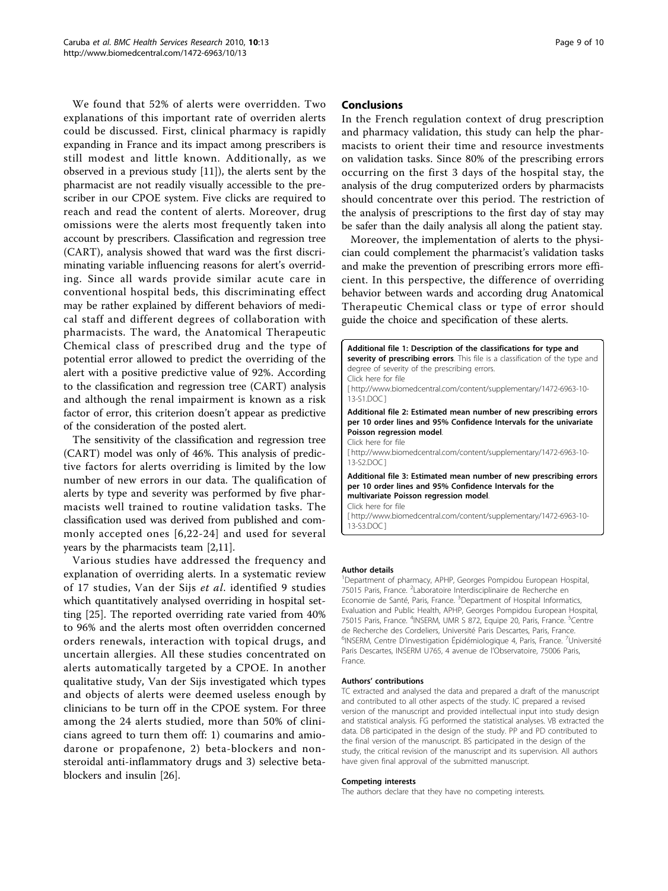We found that 52% of alerts were overridden. Two explanations of this important rate of overriden alerts could be discussed. First, clinical pharmacy is rapidly expanding in France and its impact among prescribers is still modest and little known. Additionally, as we observed in a previous study [11]), the alerts sent by the pharmacist are not readily visually accessible to the prescriber in our CPOE system. Five clicks are required to reach and read the content of alerts. Moreover, drug omissions were the alerts most frequently taken into account by prescribers. Classification and regression tree (CART), analysis showed that ward was the first discriminating variable influencing reasons for alert's overriding. Since all wards provide similar acute care in conventional hospital beds, this discriminating effect may be rather explained by different behaviors of medical staff and different degrees of collaboration with pharmacists. The ward, the Anatomical Therapeutic Chemical class of prescribed drug and the type of potential error allowed to predict the overriding of the alert with a positive predictive value of 92%. According to the classification and regression tree (CART) analysis and although the renal impairment is known as a risk factor of error, this criterion doesn't appear as predictive of the consideration of the posted alert.

The sensitivity of the classification and regression tree (CART) model was only of 46%. This analysis of predictive factors for alerts overriding is limited by the low number of new errors in our data. The qualification of alerts by type and severity was performed by five pharmacists well trained to routine validation tasks. The classification used was derived from published and commonly accepted ones [6,22-24] and used for several years by the pharmacists team [2,11].

Various studies have addressed the frequency and explanation of overriding alerts. In a systematic review of 17 studies, Van der Sijs *et al.* identified 9 studies which quantitatively analysed overriding in hospital setting [25]. The reported overriding rate varied from 40% to 96% and the alerts most often overridden concerned orders renewals, interaction with topical drugs, and uncertain allergies. All these studies concentrated on alerts automatically targeted by a CPOE. In another qualitative study, Van der Sijs investigated which types and objects of alerts were deemed useless enough by clinicians to be turn off in the CPOE system. For three among the 24 alerts studied, more than 50% of clinicians agreed to turn them off: 1) coumarins and amiodarone or propafenone, 2) beta-blockers and non-steroidal anti-inflammatory drugs and 3) selective beta-blockers and insulin [26].

## Conclusions

In the French regulation context of drug prescription and pharmacy validation, this study can help the pharmacists to orient their time and resource investments on validation tasks. Since 80% of the prescribing errors occurring on the first 3 days of the hospital stay, the analysis of the drug computerized orders by pharmacists should concentrate over this period. The restriction of the analysis of prescriptions to the first day of stay may be safer than the daily analysis all along the patient stay.

Moreover, the implementation of alerts to the physician could complement the pharmacist's validation tasks and make the prevention of prescribing errors more efficient. In this perspective, the difference of overriding behavior between wards and according drug Anatomical Therapeutic Chemical class or type of error should guide the choice and specification of these alerts.

**Additional file 1: Description of the classifications for type and severity of prescribing errors**. This file is a classification of the type and degree of severity of the prescribing errors.
Click here for file
[ http://www.biomedcentral.com/content/supplementary/1472-6963-10-13-S1.DOC ]

**Additional file 2: Estimated mean number of new prescribing errors per 10 order lines and 95% Confidence Intervals for the univariate Poisson regression model**.
Click here for file
[ http://www.biomedcentral.com/content/supplementary/1472-6963-10-13-S2.DOC ]

**Additional file 3: Estimated mean number of new prescribing errors per 10 order lines and 95% Confidence Intervals for the multivariate Poisson regression model**.
Click here for file
[ http://www.biomedcentral.com/content/supplementary/1472-6963-10-13-S3.DOC ]

#### Author details

[1]Department of pharmacy, APHP, Georges Pompidou European Hospital, 75015 Paris, France. [2]Laboratoire Interdisciplinaire de Recherche en Economie de Santé, Paris, France. [3]Department of Hospital Informatics, Evaluation and Public Health, APHP, Georges Pompidou European Hospital, 75015 Paris, France. [4]INSERM, UMR S 872, Equipe 20, Paris, France. [5]Centre de Recherche des Cordeliers, Université Paris Descartes, Paris, France. [6]INSERM, Centre D'investigation Épidémiologique 4, Paris, France. [7]Université Paris Descartes, INSERM U765, 4 avenue de l'Observatoire, 75006 Paris, France.

#### Authors' contributions

TC extracted and analysed the data and prepared a draft of the manuscript and contributed to all other aspects of the study. IC prepared a revised version of the manuscript and provided intellectual input into study design and statistical analysis. FG performed the statistical analyses. VB extracted the data. DB participated in the design of the study. PP and PD contributed to the final version of the manuscript. BS participated in the design of the study, the critical revision of the manuscript and its supervision. All authors have given final approval of the submitted manuscript.

#### Competing interests

The authors declare that they have no competing interests.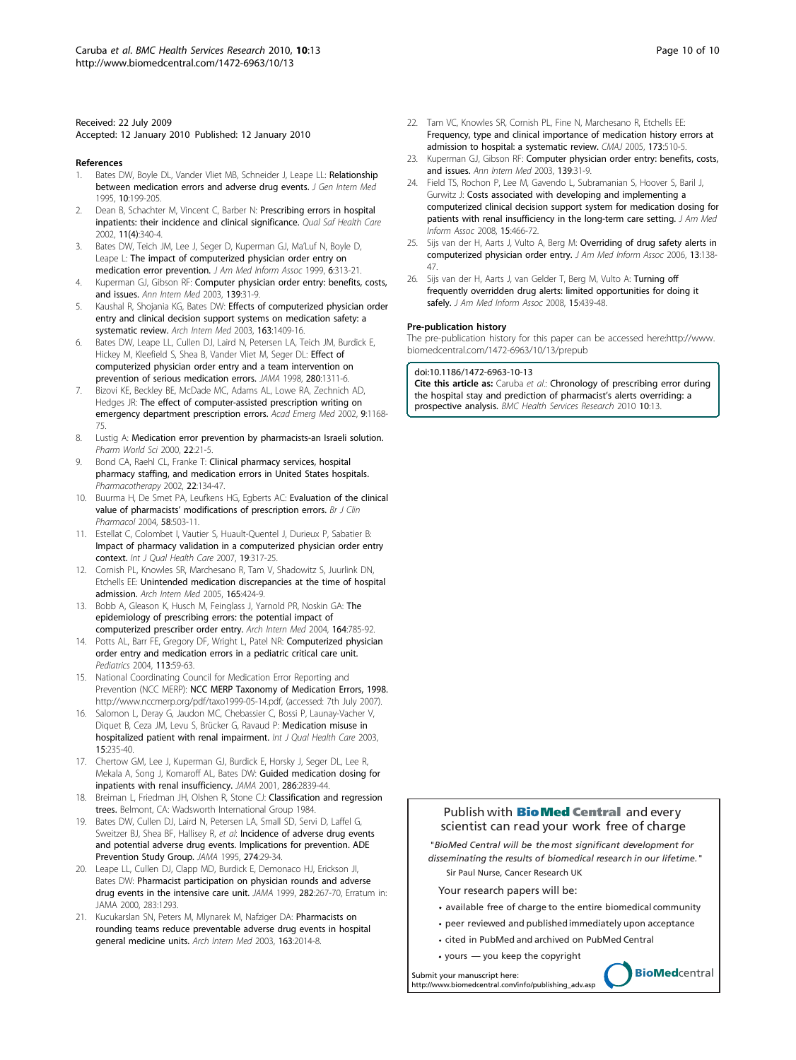Received: 22 July 2009
Accepted: 12 January 2010 Published: 12 January 2010

## References

1. Bates DW, Boyle DL, Vander Vliet MB, Schneider J, Leape LL: **Relationship between medication errors and adverse drug events.** *J Gen Intern Med* 1995, **10**:199-205.
2. Dean B, Schachter M, Vincent C, Barber N: **Prescribing errors in hospital inpatients: their incidence and clinical significance.** *Qual Saf Health Care* 2002, **11(4)**:340-4.
3. Bates DW, Teich JM, Lee J, Seger D, Kuperman GJ, Ma'Luf N, Boyle D, Leape L: **The impact of computerized physician order entry on medication error prevention.** *J Am Med Inform Assoc* 1999, **6**:313-21.
4. Kuperman GJ, Gibson RF: **Computer physician order entry: benefits, costs, and issues.** *Ann Intern Med* 2003, **139**:31-9.
5. Kaushal R, Shojania KG, Bates DW: **Effects of computerized physician order entry and clinical decision support systems on medication safety: a systematic review.** *Arch Intern Med* 2003, **163**:1409-16.
6. Bates DW, Leape LL, Cullen DJ, Laird N, Petersen LA, Teich JM, Burdick E, Hickey M, Kleefield S, Shea B, Vander Vliet M, Seger DL: **Effect of computerized physician order entry and a team intervention on prevention of serious medication errors.** *JAMA* 1998, **280**:1311-6.
7. Bizovi KE, Beckley BE, McDade MC, Adams AL, Lowe RA, Zechnich AD, Hedges JR: **The effect of computer-assisted prescription writing on emergency department prescription errors.** *Acad Emerg Med* 2002, **9**:1168-75.
8. Lustig A: **Medication error prevention by pharmacists-an Israeli solution.** *Pharm World Sci* 2000, **22**:21-5.
9. Bond CA, Raehl CL, Franke T: **Clinical pharmacy services, hospital pharmacy staffing, and medication errors in United States hospitals.** *Pharmacotherapy* 2002, **22**:134-47.
10. Buurma H, De Smet PA, Leufkens HG, Egberts AC: **Evaluation of the clinical value of pharmacists' modifications of prescription errors.** *Br J Clin Pharmacol* 2004, **58**:503-11.
11. Estellat C, Colombet I, Vautier S, Huault-Quentel J, Durieux P, Sabatier B: **Impact of pharmacy validation in a computerized physician order entry context.** *Int J Qual Health Care* 2007, **19**:317-25.
12. Cornish PL, Knowles SR, Marchesano R, Tam V, Shadowitz S, Juurlink DN, Etchells EE: **Unintended medication discrepancies at the time of hospital admission.** *Arch Intern Med* 2005, **165**:424-9.
13. Bobb A, Gleason K, Husch M, Feinglass J, Yarnold PR, Noskin GA: **The epidemiology of prescribing errors: the potential impact of computerized prescriber order entry.** *Arch Intern Med* 2004, **164**:785-92.
14. Potts AL, Barr FE, Gregory DF, Wright L, Patel NR: **Computerized physician order entry and medication errors in a pediatric critical care unit.** *Pediatrics* 2004, **113**:59-63.
15. National Coordinating Council for Medication Error Reporting and Prevention (NCC MERP): **NCC MERP Taxonomy of Medication Errors, 1998.** http://www.nccmerp.org/pdf/taxo1999-05-14.pdf, (accessed: 7th July 2007).
16. Salomon L, Deray G, Jaudon MC, Chebassier C, Bossi P, Launay-Vacher V, Diquet B, Ceza JM, Levu S, Brücker G, Ravaud P: **Medication misuse in hospitalized patient with renal impairment.** *Int J Qual Health Care* 2003, **15**:235-40.
17. Chertow GM, Lee J, Kuperman GJ, Burdick E, Horsky J, Seger DL, Lee R, Mekala A, Song J, Komaroff AL, Bates DW: **Guided medication dosing for inpatients with renal insufficiency.** *JAMA* 2001, **286**:2839-44.
18. Breiman L, Friedman JH, Olshen R, Stone CJ: **Classification and regression trees.** Belmont, CA: Wadsworth International Group 1984.
19. Bates DW, Cullen DJ, Laird N, Petersen LA, Small SD, Servi D, Laffel G, Sweitzer BJ, Shea BF, Hallisey R, *et al*: **Incidence of adverse drug events and potential adverse drug events. Implications for prevention. ADE Prevention Study Group.** *JAMA* 1995, **274**:29-34.
20. Leape LL, Cullen DJ, Clapp MD, Burdick E, Demonaco HJ, Erickson JI, Bates DW: **Pharmacist participation on physician rounds and adverse drug events in the intensive care unit.** *JAMA* 1999, **282**:267-70, Erratum in: JAMA 2000, 283:1293.
21. Kucukarslan SN, Peters M, Mlynarek M, Nafziger DA: **Pharmacists on rounding teams reduce preventable adverse drug events in hospital general medicine units.** *Arch Intern Med* 2003, **163**:2014-8.
22. Tam VC, Knowles SR, Cornish PL, Fine N, Marchesano R, Etchells EE: **Frequency, type and clinical importance of medication history errors at admission to hospital: a systematic review.** *CMAJ* 2005, **173**:510-5.
23. Kuperman GJ, Gibson RF: **Computer physician order entry: benefits, costs, and issues.** *Ann Intern Med* 2003, **139**:31-9.
24. Field TS, Rochon P, Lee M, Gavendo L, Subramanian S, Hoover S, Baril J, Gurwitz J: **Costs associated with developing and implementing a computerized clinical decision support system for medication dosing for patients with renal insufficiency in the long-term care setting.** *J Am Med Inform Assoc* 2008, **15**:466-72.
25. Sijs van der H, Aarts J, Vulto A, Berg M: **Overriding of drug safety alerts in computerized physician order entry.** *J Am Med Inform Assoc* 2006, **13**:138-47.
26. Sijs van der H, Aarts J, van Gelder T, Berg M, Vulto A: **Turning off frequently overridden drug alerts: limited opportunities for doing it safely.** *J Am Med Inform Assoc* 2008, **15**:439-48.

### Pre-publication history

The pre-publication history for this paper can be accessed here:http://www.biomedcentral.com/1472-6963/10/13/prepub

doi:10.1186/1472-6963-10-13

**Cite this article as:** Caruba *et al.*: Chronology of prescribing error during the hospital stay and prediction of pharmacist's alerts overriding: a prospective analysis. *BMC Health Services Research* 2010 **10**:13.

Publish with **BioMed Central** and every scientist can read your work free of charge

*"BioMed Central will be the most significant development for disseminating the results of biomedical research in our lifetime."*
Sir Paul Nurse, Cancer Research UK

Your research papers will be:

- available free of charge to the entire biomedical community
- peer reviewed and published immediately upon acceptance
- cited in PubMed and archived on PubMed Central
- yours — you keep the copyright

Submit your manuscript here:
http://www.biomedcentral.com/info/publishing_adv.asp

BioMedcentral